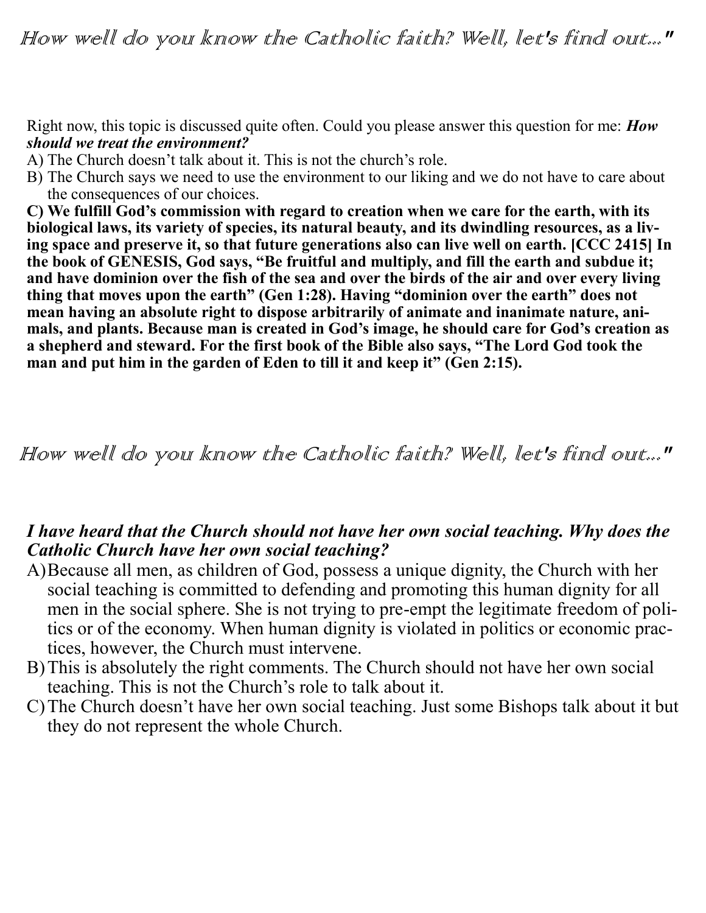## How well do you know the Catholic faith? Well, let's find out..."

Right now, this topic is discussed quite often. Could you please answer this question for me: ***How should we treat the environment?***

A) The Church doesn't talk about it. This is not the church's role.

B) The Church says we need to use the environment to our liking and we do not have to care about the consequences of our choices.

**C) We fulfill God's commission with regard to creation when we care for the earth, with its biological laws, its variety of species, its natural beauty, and its dwindling resources, as a living space and preserve it, so that future generations also can live well on earth. [CCC 2415] In the book of GENESIS, God says, "Be fruitful and multiply, and fill the earth and subdue it; and have dominion over the fish of the sea and over the birds of the air and over every living thing that moves upon the earth" (Gen 1:28). Having "dominion over the earth" does not mean having an absolute right to dispose arbitrarily of animate and inanimate nature, animals, and plants. Because man is created in God's image, he should care for God's creation as a shepherd and steward. For the first book of the Bible also says, "The Lord God took the man and put him in the garden of Eden to till it and keep it" (Gen 2:15).**

## How well do you know the Catholic faith? Well, let's find out..."

***I have heard that the Church should not have her own social teaching. Why does the Catholic Church have her own social teaching?***

A) Because all men, as children of God, possess a unique dignity, the Church with her social teaching is committed to defending and promoting this human dignity for all men in the social sphere. She is not trying to pre-empt the legitimate freedom of politics or of the economy. When human dignity is violated in politics or economic practices, however, the Church must intervene.

B) This is absolutely the right comments. The Church should not have her own social teaching. This is not the Church's role to talk about it.

C) The Church doesn't have her own social teaching. Just some Bishops talk about it but they do not represent the whole Church.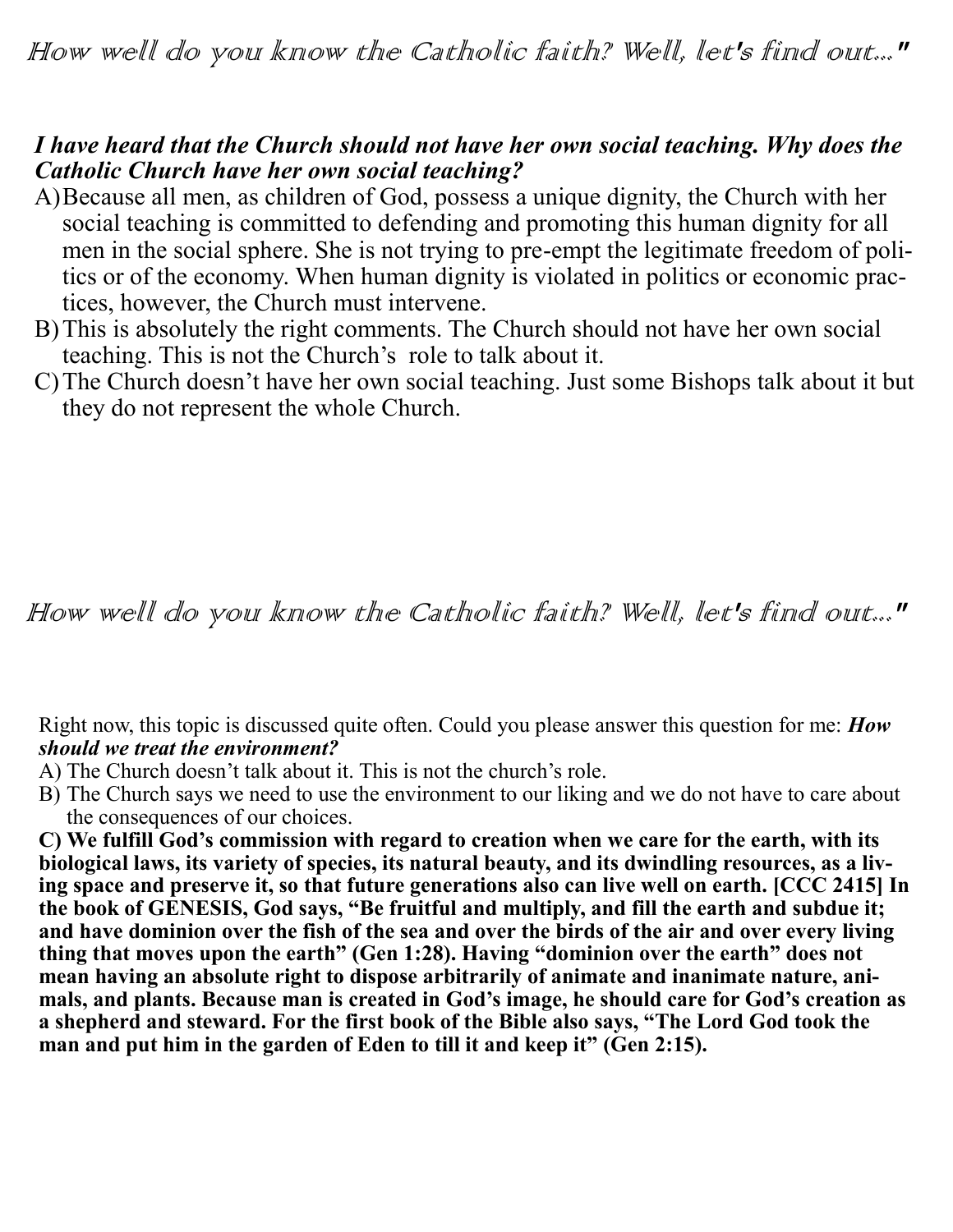*How well do you know the Catholic faith? Well, let's find out..."*

***I have heard that the Church should not have her own social teaching. Why does the Catholic Church have her own social teaching?***

A) Because all men, as children of God, possess a unique dignity, the Church with her social teaching is committed to defending and promoting this human dignity for all men in the social sphere. She is not trying to pre-empt the legitimate freedom of politics or of the economy. When human dignity is violated in politics or economic practices, however, the Church must intervene.

B) This is absolutely the right comments. The Church should not have her own social teaching. This is not the Church's role to talk about it.

C) The Church doesn't have her own social teaching. Just some Bishops talk about it but they do not represent the whole Church.

*How well do you know the Catholic faith? Well, let's find out..."*

Right now, this topic is discussed quite often. Could you please answer this question for me: ***How should we treat the environment?***

A) The Church doesn't talk about it. This is not the church's role.

B) The Church says we need to use the environment to our liking and we do not have to care about the consequences of our choices.

**C) We fulfill God's commission with regard to creation when we care for the earth, with its biological laws, its variety of species, its natural beauty, and its dwindling resources, as a living space and preserve it, so that future generations also can live well on earth. [CCC 2415] In the book of GENESIS, God says, "Be fruitful and multiply, and fill the earth and subdue it; and have dominion over the fish of the sea and over the birds of the air and over every living thing that moves upon the earth" (Gen 1:28). Having "dominion over the earth" does not mean having an absolute right to dispose arbitrarily of animate and inanimate nature, animals, and plants. Because man is created in God's image, he should care for God's creation as a shepherd and steward. For the first book of the Bible also says, "The Lord God took the man and put him in the garden of Eden to till it and keep it" (Gen 2:15).**